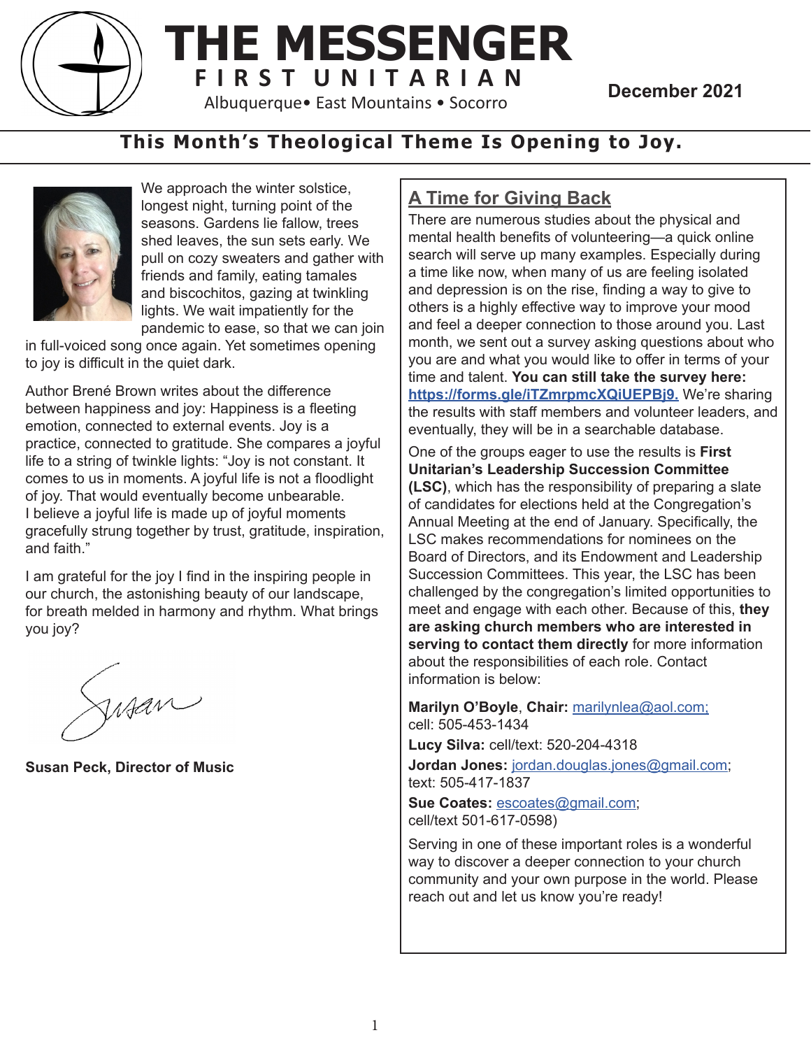# THE MESSENGER

**FIRST UNITARIAN**

Albuquerque• East Mountains • Socorro

**December 2021**

## This Month's Theological Theme Is Opening to Joy.

We approach the winter solstice, longest night, turning point of the seasons. Gardens lie fallow, trees shed leaves, the sun sets early. We pull on cozy sweaters and gather with friends and family, eating tamales and biscochitos, gazing at twinkling lights. We wait impatiently for the pandemic to ease, so that we can join in full-voiced song once again. Yet sometimes opening to joy is difficult in the quiet dark.

Author Brené Brown writes about the difference between happiness and joy: Happiness is a fleeting emotion, connected to external events. Joy is a practice, connected to gratitude. She compares a joyful life to a string of twinkle lights: "Joy is not constant. It comes to us in moments. A joyful life is not a floodlight of joy. That would eventually become unbearable. I believe a joyful life is made up of joyful moments gracefully strung together by trust, gratitude, inspiration, and faith."

I am grateful for the joy I find in the inspiring people in our church, the astonishing beauty of our landscape, for breath melded in harmony and rhythm. What brings you joy?

Susan

**Susan Peck, Director of Music**

## A Time for Giving Back

There are numerous studies about the physical and mental health benefits of volunteering—a quick online search will serve up many examples. Especially during a time like now, when many of us are feeling isolated and depression is on the rise, finding a way to give to others is a highly effective way to improve your mood and feel a deeper connection to those around you. Last month, we sent out a survey asking questions about who you are and what you would like to offer in terms of your time and talent. **You can still take the survey here: https://forms.gle/iTZmrpmcXQiUEPBj9.** We're sharing the results with staff members and volunteer leaders, and eventually, they will be in a searchable database.

One of the groups eager to use the results is **First Unitarian's Leadership Succession Committee (LSC)**, which has the responsibility of preparing a slate of candidates for elections held at the Congregation's Annual Meeting at the end of January. Specifically, the LSC makes recommendations for nominees on the Board of Directors, and its Endowment and Leadership Succession Committees. This year, the LSC has been challenged by the congregation's limited opportunities to meet and engage with each other. Because of this, **they are asking church members who are interested in serving to contact them directly** for more information about the responsibilities of each role. Contact information is below:

**Marilyn O'Boyle**, **Chair:** marilynlea@aol.com; cell: 505-453-1434

**Lucy Silva:** cell/text: 520-204-4318

**Jordan Jones:** jordan.douglas.jones@gmail.com; text: 505-417-1837

**Sue Coates:** escoates@gmail.com; cell/text 501-617-0598)

Serving in one of these important roles is a wonderful way to discover a deeper connection to your church community and your own purpose in the world. Please reach out and let us know you're ready!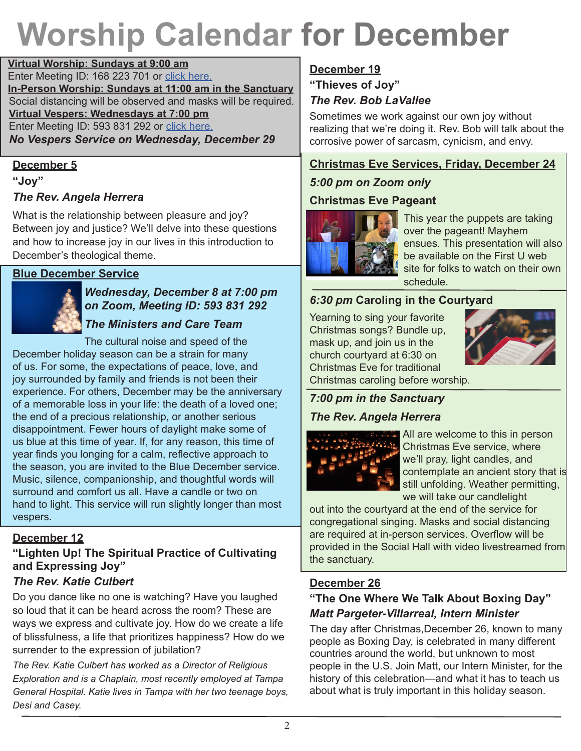# Worship Calendar for December

**Virtual Worship: Sundays at 9:00 am**
Enter Meeting ID: 168 223 701 or click here.
**In-Person Worship: Sundays at 11:00 am in the Sanctuary**
Social distancing will be observed and masks will be required.
**Virtual Vespers: Wednesdays at 7:00 pm**
Enter Meeting ID: 593 831 292 or click here.
***No Vespers Service on Wednesday, December 29***

## December 5

**"Joy"**

***The Rev. Angela Herrera***

What is the relationship between pleasure and joy? Between joy and justice? We'll delve into these questions and how to increase joy in our lives in this introduction to December's theological theme.

## Blue December Service

***Wednesday, December 8 at 7:00 pm on Zoom, Meeting ID: 593 831 292***

***The Ministers and Care Team***

The cultural noise and speed of the December holiday season can be a strain for many of us. For some, the expectations of peace, love, and joy surrounded by family and friends is not been their experience. For others, December may be the anniversary of a memorable loss in your life: the death of a loved one; the end of a precious relationship, or another serious disappointment. Fewer hours of daylight make some of us blue at this time of year. If, for any reason, this time of year finds you longing for a calm, reflective approach to the season, you are invited to the Blue December service. Music, silence, companionship, and thoughtful words will surround and comfort us all. Have a candle or two on hand to light. This service will run slightly longer than most vespers.

## December 12

**"Lighten Up! The Spiritual Practice of Cultivating and Expressing Joy"**

***The Rev. Katie Culbert***

Do you dance like no one is watching? Have you laughed so loud that it can be heard across the room? These are ways we express and cultivate joy. How do we create a life of blissfulness, a life that prioritizes happiness? How do we surrender to the expression of jubilation?

*The Rev. Katie Culbert has worked as a Director of Religious Exploration and is a Chaplain, most recently employed at Tampa General Hospital. Katie lives in Tampa with her two teenage boys, Desi and Casey.*

## December 19

**"Thieves of Joy"**

***The Rev. Bob LaVallee***

Sometimes we work against our own joy without realizing that we're doing it. Rev. Bob will talk about the corrosive power of sarcasm, cynicism, and envy.

## Christmas Eve Services, Friday, December 24

***5:00 pm on Zoom only***

**Christmas Eve Pageant**

This year the puppets are taking over the pageant! Mayhem ensues. This presentation will also be available on the First U web site for folks to watch on their own schedule.

***6:30 pm* Caroling in the Courtyard**

Yearning to sing your favorite Christmas songs? Bundle up, mask up, and join us in the church courtyard at 6:30 on Christmas Eve for traditional Christmas caroling before worship.

***7:00 pm in the Sanctuary***

***The Rev. Angela Herrera***

All are welcome to this in person Christmas Eve service, where we'll pray, light candles, and contemplate an ancient story that is still unfolding. Weather permitting, we will take our candlelight out into the courtyard at the end of the service for congregational singing. Masks and social distancing are required at in-person services. Overflow will be provided in the Social Hall with video livestreamed from the sanctuary.

## December 26

**"The One Where We Talk About Boxing Day"**

***Matt Pargeter-Villarreal, Intern Minister***

The day after Christmas,December 26, known to many people as Boxing Day, is celebrated in many different countries around the world, but unknown to most people in the U.S. Join Matt, our Intern Minister, for the history of this celebration—and what it has to teach us about what is truly important in this holiday season.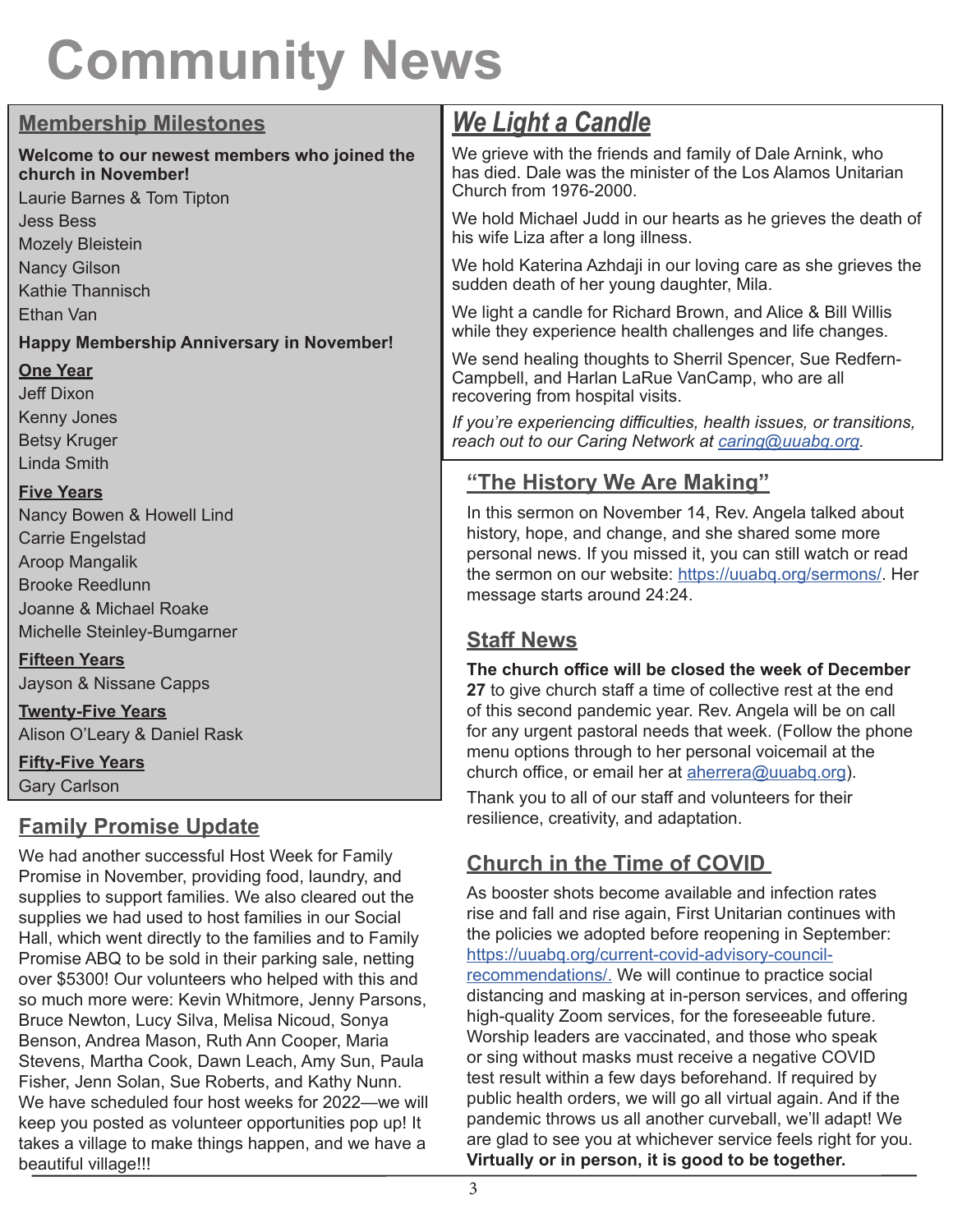# Community News

## Membership Milestones

**Welcome to our newest members who joined the church in November!**

Laurie Barnes & Tom Tipton
Jess Bess
Mozely Bleistein
Nancy Gilson
Kathie Thannisch
Ethan Van

**Happy Membership Anniversary in November!**

### One Year

Jeff Dixon
Kenny Jones
Betsy Kruger
Linda Smith

### Five Years

Nancy Bowen & Howell Lind
Carrie Engelstad
Aroop Mangalik
Brooke Reedlunn
Joanne & Michael Roake
Michelle Steinley-Bumgarner

### Fifteen Years

Jayson & Nissane Capps

### Twenty-Five Years

Alison O'Leary & Daniel Rask

### Fifty-Five Years

Gary Carlson

## Family Promise Update

We had another successful Host Week for Family Promise in November, providing food, laundry, and supplies to support families. We also cleared out the supplies we had used to host families in our Social Hall, which went directly to the families and to Family Promise ABQ to be sold in their parking sale, netting over $5300! Our volunteers who helped with this and so much more were: Kevin Whitmore, Jenny Parsons, Bruce Newton, Lucy Silva, Melisa Nicoud, Sonya Benson, Andrea Mason, Ruth Ann Cooper, Maria Stevens, Martha Cook, Dawn Leach, Amy Sun, Paula Fisher, Jenn Solan, Sue Roberts, and Kathy Nunn. We have scheduled four host weeks for 2022—we will keep you posted as volunteer opportunities pop up! It takes a village to make things happen, and we have a beautiful village!!!

## *We Light a Candle*

We grieve with the friends and family of Dale Arnink, who has died. Dale was the minister of the Los Alamos Unitarian Church from 1976-2000.

We hold Michael Judd in our hearts as he grieves the death of his wife Liza after a long illness.

We hold Katerina Azhdaji in our loving care as she grieves the sudden death of her young daughter, Mila.

We light a candle for Richard Brown, and Alice & Bill Willis while they experience health challenges and life changes.

We send healing thoughts to Sherril Spencer, Sue Redfern-Campbell, and Harlan LaRue VanCamp, who are all recovering from hospital visits.

*If you're experiencing difficulties, health issues, or transitions, reach out to our Caring Network at caring@uuabq.org.*

## "The History We Are Making"

In this sermon on November 14, Rev. Angela talked about history, hope, and change, and she shared some more personal news. If you missed it, you can still watch or read the sermon on our website: https://uuabq.org/sermons/. Her message starts around 24:24.

## Staff News

**The church office will be closed the week of December 27** to give church staff a time of collective rest at the end of this second pandemic year. Rev. Angela will be on call for any urgent pastoral needs that week. (Follow the phone menu options through to her personal voicemail at the church office, or email her at aherrera@uuabq.org).

Thank you to all of our staff and volunteers for their resilience, creativity, and adaptation.

## Church in the Time of COVID

As booster shots become available and infection rates rise and fall and rise again, First Unitarian continues with the policies we adopted before reopening in September: https://uuabq.org/current-covid-advisory-council-recommendations/. We will continue to practice social distancing and masking at in-person services, and offering high-quality Zoom services, for the foreseeable future. Worship leaders are vaccinated, and those who speak or sing without masks must receive a negative COVID test result within a few days beforehand. If required by public health orders, we will go all virtual again. And if the pandemic throws us all another curveball, we'll adapt! We are glad to see you at whichever service feels right for you. **Virtually or in person, it is good to be together.**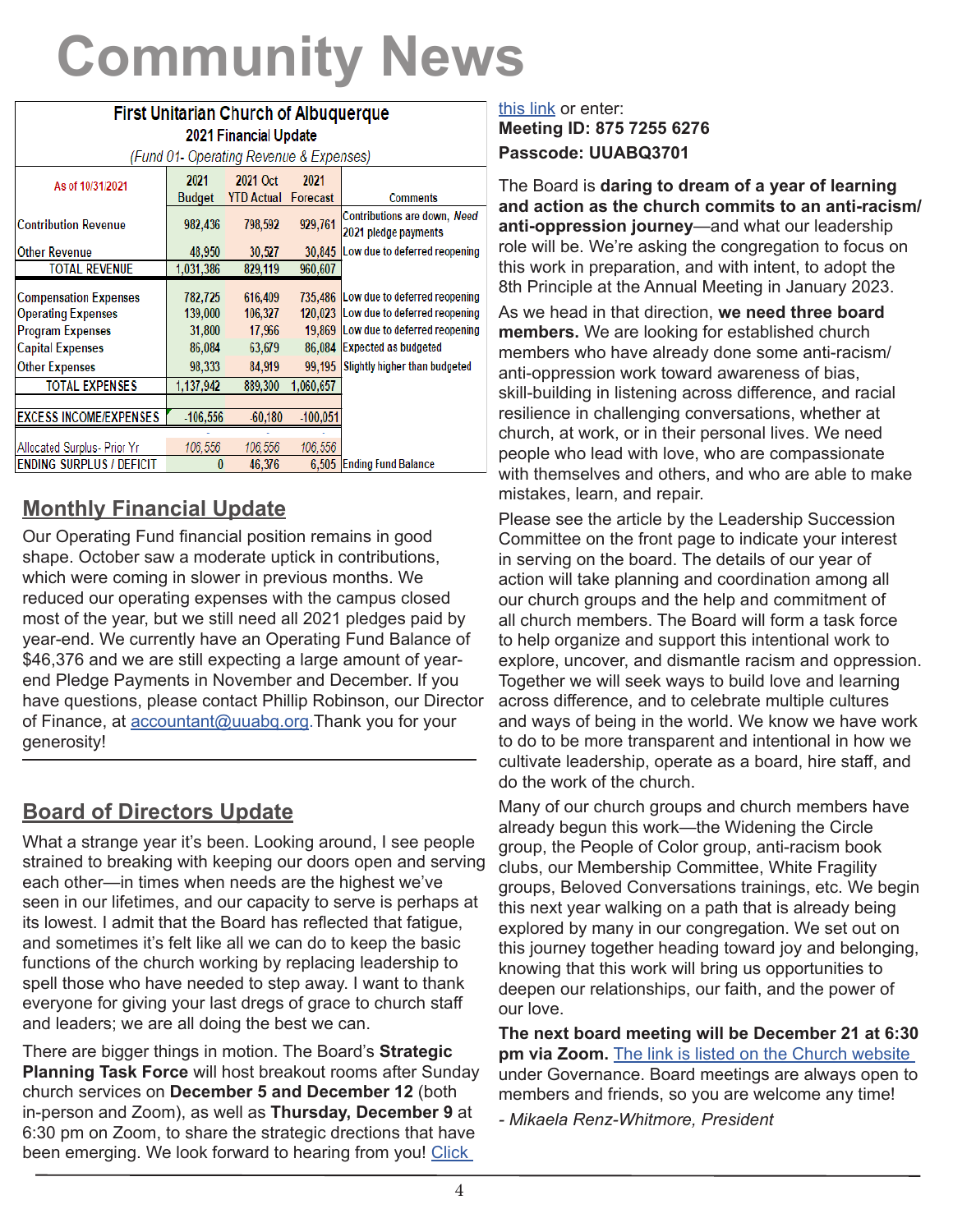# Community News

| First Unitarian Church of Albuquerque<br>2021 Financial Update<br>*(Fund 01- Operating Revenue & Expenses)* | | | | |
|---|---|---|---|---|
| As of 10/31/2021 | 2021 Budget | 2021 Oct YTD Actual | 2021 Forecast | Comments |
| Contribution Revenue | 982,436 | 798,592 | 929,761 | Contributions are down, *Need* 2021 pledge payments |
| Other Revenue | 48,950 | 30,527 | 30,845 | Low due to deferred reopening |
| TOTAL REVENUE | 1,031,386 | 829,119 | 960,607 | |
| Compensation Expenses | 782,725 | 616,409 | 735,486 | Low due to deferred reopening |
| Operating Expenses | 139,000 | 106,327 | 120,023 | Low due to deferred reopening |
| Program Expenses | 31,800 | 17,966 | 19,869 | Low due to deferred reopening |
| Capital Expenses | 86,084 | 63,679 | 86,084 | Expected as budgeted |
| Other Expenses | 98,333 | 84,919 | 99,195 | Slightly higher than budgeted |
| TOTAL EXPENSES | 1,137,942 | 889,300 | 1,060,657 | |
| EXCESS INCOME/EXPENSES | -106,556 | -60,180 | -100,051 | |
| Allocated Surplus- Prior Yr | 106,556 | 106,556 | 106,556 | |
| ENDING SURPLUS / DEFICIT | 0 | 46,376 | 6,505 | Ending Fund Balance |

## Monthly Financial Update

Our Operating Fund financial position remains in good shape. October saw a moderate uptick in contributions, which were coming in slower in previous months. We reduced our operating expenses with the campus closed most of the year, but we still need all 2021 pledges paid by year-end. We currently have an Operating Fund Balance of $46,376 and we are still expecting a large amount of year-end Pledge Payments in November and December. If you have questions, please contact Phillip Robinson, our Director of Finance, at accountant@uuabq.org.Thank you for your generosity!

## Board of Directors Update

What a strange year it's been. Looking around, I see people strained to breaking with keeping our doors open and serving each other—in times when needs are the highest we've seen in our lifetimes, and our capacity to serve is perhaps at its lowest. I admit that the Board has reflected that fatigue, and sometimes it's felt like all we can do to keep the basic functions of the church working by replacing leadership to spell those who have needed to step away. I want to thank everyone for giving your last dregs of grace to church staff and leaders; we are all doing the best we can.

There are bigger things in motion. The Board's **Strategic Planning Task Force** will host breakout rooms after Sunday church services on **December 5 and December 12** (both in-person and Zoom), as well as **Thursday, December 9** at 6:30 pm on Zoom, to share the strategic directions that have been emerging. We look forward to hearing from you! Click this link or enter:
**Meeting ID: 875 7255 6276**
**Passcode: UUABQ3701**

The Board is **daring to dream of a year of learning and action as the church commits to an anti-racism/ anti-oppression journey**—and what our leadership role will be. We're asking the congregation to focus on this work in preparation, and with intent, to adopt the 8th Principle at the Annual Meeting in January 2023.

As we head in that direction, **we need three board members.** We are looking for established church members who have already done some anti-racism/ anti-oppression work toward awareness of bias, skill-building in listening across difference, and racial resilience in challenging conversations, whether at church, at work, or in their personal lives. We need people who lead with love, who are compassionate with themselves and others, and who are able to make mistakes, learn, and repair.

Please see the article by the Leadership Succession Committee on the front page to indicate your interest in serving on the board. The details of our year of action will take planning and coordination among all our church groups and the help and commitment of all church members. The Board will form a task force to help organize and support this intentional work to explore, uncover, and dismantle racism and oppression. Together we will seek ways to build love and learning across difference, and to celebrate multiple cultures and ways of being in the world. We know we have work to do to be more transparent and intentional in how we cultivate leadership, operate as a board, hire staff, and do the work of the church.

Many of our church groups and church members have already begun this work—the Widening the Circle group, the People of Color group, anti-racism book clubs, our Membership Committee, White Fragility groups, Beloved Conversations trainings, etc. We begin this next year walking on a path that is already being explored by many in our congregation. We set out on this journey together heading toward joy and belonging, knowing that this work will bring us opportunities to deepen our relationships, our faith, and the power of our love.

**The next board meeting will be December 21 at 6:30 pm via Zoom.** The link is listed on the Church website under Governance. Board meetings are always open to members and friends, so you are welcome any time!

*- Mikaela Renz-Whitmore, President*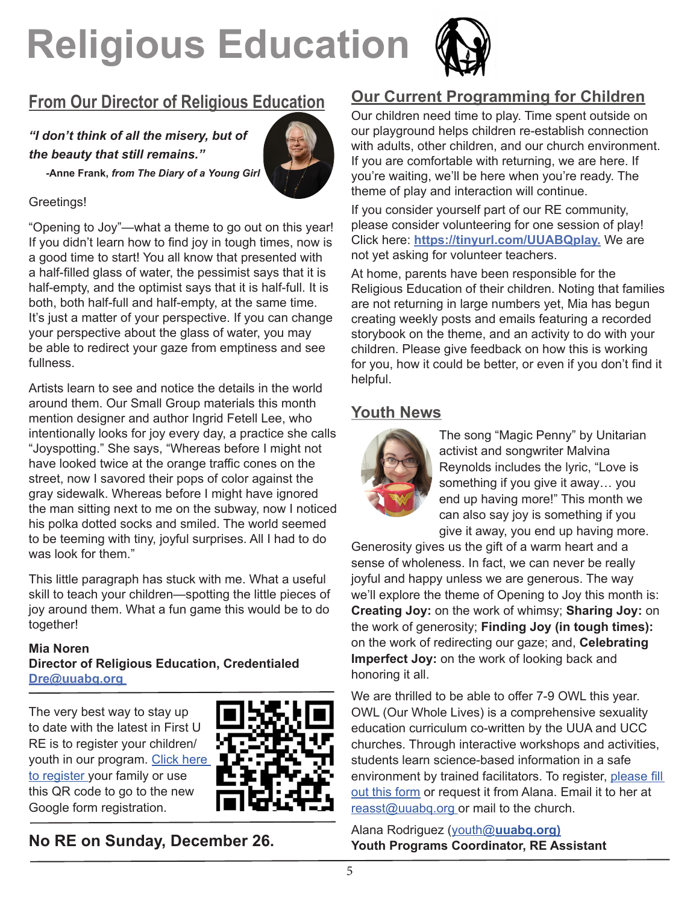# Religious Education

## From Our Director of Religious Education

***"I don't think of all the misery, but of the beauty that still remains."***

**-Anne Frank, *from The Diary of a Young Girl***

Greetings!

"Opening to Joy"—what a theme to go out on this year! If you didn't learn how to find joy in tough times, now is a good time to start! You all know that presented with a half-filled glass of water, the pessimist says that it is half-empty, and the optimist says that it is half-full. It is both, both half-full and half-empty, at the same time. It's just a matter of your perspective. If you can change your perspective about the glass of water, you may be able to redirect your gaze from emptiness and see fullness.

Artists learn to see and notice the details in the world around them. Our Small Group materials this month mention designer and author Ingrid Fetell Lee, who intentionally looks for joy every day, a practice she calls "Joyspotting." She says, "Whereas before I might not have looked twice at the orange traffic cones on the street, now I savored their pops of color against the gray sidewalk. Whereas before I might have ignored the man sitting next to me on the subway, now I noticed his polka dotted socks and smiled. The world seemed to be teeming with tiny, joyful surprises. All I had to do was look for them."

This little paragraph has stuck with me. What a useful skill to teach your children—spotting the little pieces of joy around them. What a fun game this would be to do together!

**Mia Noren**
**Director of Religious Education, Credentialed**
Dre@uuabq.org

---

The very best way to stay up to date with the latest in First U RE is to register your children/youth in our program. Click here to register your family or use this QR code to go to the new Google form registration.

---

**No RE on Sunday, December 26.**

## Our Current Programming for Children

Our children need time to play. Time spent outside on our playground helps children re-establish connection with adults, other children, and our church environment. If you are comfortable with returning, we are here. If you're waiting, we'll be here when you're ready. The theme of play and interaction will continue.

If you consider yourself part of our RE community, please consider volunteering for one session of play! Click here: **https://tinyurl.com/UUABQplay.** We are not yet asking for volunteer teachers.

At home, parents have been responsible for the Religious Education of their children. Noting that families are not returning in large numbers yet, Mia has begun creating weekly posts and emails featuring a recorded storybook on the theme, and an activity to do with your children. Please give feedback on how this is working for you, how it could be better, or even if you don't find it helpful.

## Youth News

The song "Magic Penny" by Unitarian activist and songwriter Malvina Reynolds includes the lyric, "Love is something if you give it away… you end up having more!" This month we can also say joy is something if you give it away, you end up having more. Generosity gives us the gift of a warm heart and a sense of wholeness. In fact, we can never be really joyful and happy unless we are generous. The way we'll explore the theme of Opening to Joy this month is: **Creating Joy:** on the work of whimsy; **Sharing Joy:** on the work of generosity; **Finding Joy (in tough times):** on the work of redirecting our gaze; and, **Celebrating Imperfect Joy:** on the work of looking back and honoring it all.

We are thrilled to be able to offer 7-9 OWL this year. OWL (Our Whole Lives) is a comprehensive sexuality education curriculum co-written by the UUA and UCC churches. Through interactive workshops and activities, students learn science-based information in a safe environment by trained facilitators. To register, please fill out this form or request it from Alana. Email it to her at reasst@uuabq.org or mail to the church.

Alana Rodriguez (youth@**uuabq.org)**
**Youth Programs Coordinator, RE Assistant**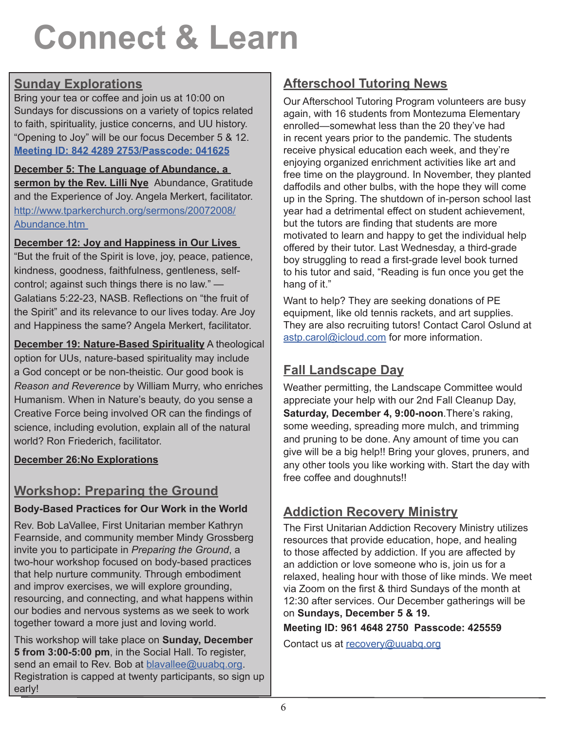# Connect & Learn

## Sunday Explorations

Bring your tea or coffee and join us at 10:00 on Sundays for discussions on a variety of topics related to faith, spirituality, justice concerns, and UU history. “Opening to Joy” will be our focus December 5 & 12.
**Meeting ID: 842 4289 2753/Passcode: 041625**

**December 5: The Language of Abundance, a sermon by the Rev. Lilli Nye** Abundance, Gratitude and the Experience of Joy. Angela Merkert, facilitator. http://www.tparkerchurch.org/sermons/20072008/Abundance.htm

**December 12: Joy and Happiness in Our Lives**
“But the fruit of the Spirit is love, joy, peace, patience, kindness, goodness, faithfulness, gentleness, self-control; against such things there is no law.” —Galatians 5:22-23, NASB. Reflections on “the fruit of the Spirit” and its relevance to our lives today. Are Joy and Happiness the same? Angela Merkert, facilitator.

**December 19: Nature-Based Spirituality** A theological option for UUs, nature-based spirituality may include a God concept or be non-theistic. Our good book is *Reason and Reverence* by William Murry, who enriches Humanism. When in Nature’s beauty, do you sense a Creative Force being involved OR can the findings of science, including evolution, explain all of the natural world? Ron Friederich, facilitator.

**December 26:No Explorations**

## Workshop: Preparing the Ground

**Body-Based Practices for Our Work in the World**

Rev. Bob LaVallee, First Unitarian member Kathryn Fearnside, and community member Mindy Grossberg invite you to participate in *Preparing the Ground*, a two-hour workshop focused on body-based practices that help nurture community. Through embodiment and improv exercises, we will explore grounding, resourcing, and connecting, and what happens within our bodies and nervous systems as we seek to work together toward a more just and loving world.

This workshop will take place on **Sunday, December 5 from 3:00-5:00 pm**, in the Social Hall. To register, send an email to Rev. Bob at blavallee@uuabq.org. Registration is capped at twenty participants, so sign up early!

## Afterschool Tutoring News

Our Afterschool Tutoring Program volunteers are busy again, with 16 students from Montezuma Elementary enrolled—somewhat less than the 20 they’ve had in recent years prior to the pandemic. The students receive physical education each week, and they’re enjoying organized enrichment activities like art and free time on the playground. In November, they planted daffodils and other bulbs, with the hope they will come up in the Spring. The shutdown of in-person school last year had a detrimental effect on student achievement, but the tutors are finding that students are more motivated to learn and happy to get the individual help offered by their tutor. Last Wednesday, a third-grade boy struggling to read a first-grade level book turned to his tutor and said, “Reading is fun once you get the hang of it.”

Want to help? They are seeking donations of PE equipment, like old tennis rackets, and art supplies. They are also recruiting tutors! Contact Carol Oslund at astp.carol@icloud.com for more information.

## Fall Landscape Day

Weather permitting, the Landscape Committee would appreciate your help with our 2nd Fall Cleanup Day, **Saturday, December 4, 9:00-noon**.There’s raking, some weeding, spreading more mulch, and trimming and pruning to be done. Any amount of time you can give will be a big help!! Bring your gloves, pruners, and any other tools you like working with. Start the day with free coffee and doughnuts!!

## Addiction Recovery Ministry

The First Unitarian Addiction Recovery Ministry utilizes resources that provide education, hope, and healing to those affected by addiction. If you are affected by an addiction or love someone who is, join us for a relaxed, healing hour with those of like minds. We meet via Zoom on the first & third Sundays of the month at 12:30 after services. Our December gatherings will be on **Sundays, December 5 & 19.**

**Meeting ID: 961 4648 2750 Passcode: 425559**

Contact us at recovery@uuabq.org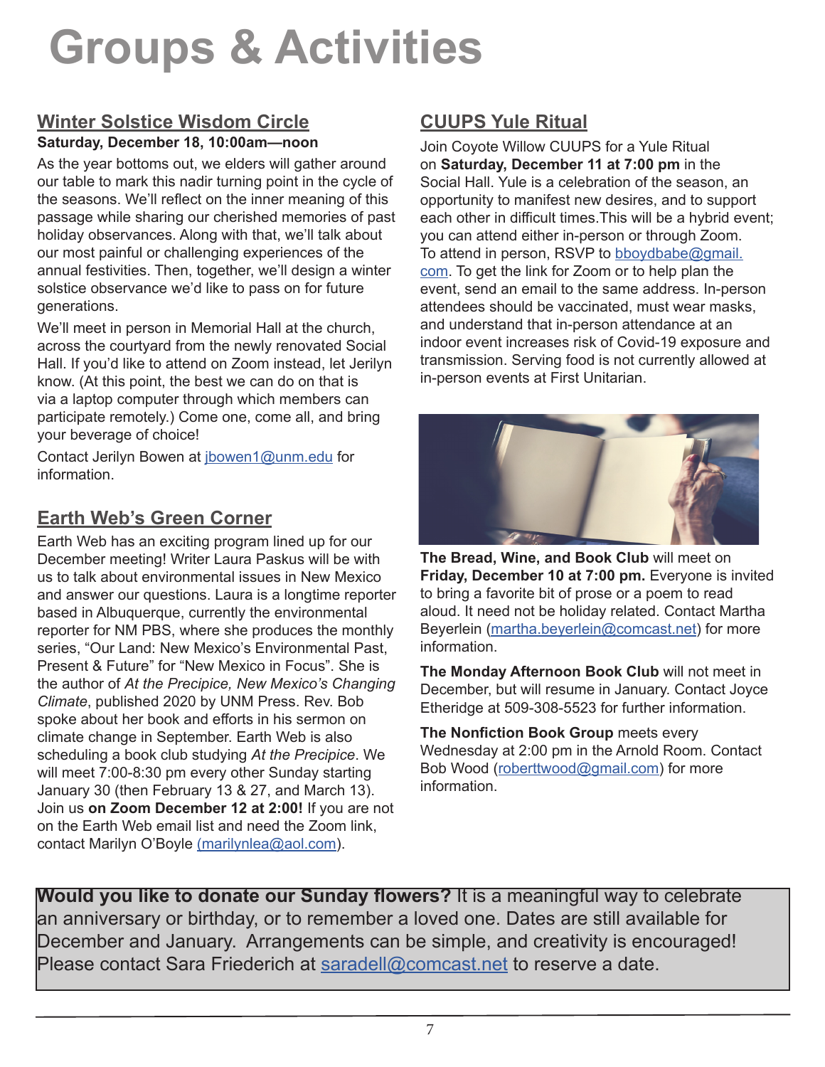# Groups & Activities

## Winter Solstice Wisdom Circle

**Saturday, December 18, 10:00am—noon**

As the year bottoms out, we elders will gather around our table to mark this nadir turning point in the cycle of the seasons. We'll reflect on the inner meaning of this passage while sharing our cherished memories of past holiday observances. Along with that, we'll talk about our most painful or challenging experiences of the annual festivities. Then, together, we'll design a winter solstice observance we'd like to pass on for future generations.

We'll meet in person in Memorial Hall at the church, across the courtyard from the newly renovated Social Hall. If you'd like to attend on Zoom instead, let Jerilyn know. (At this point, the best we can do on that is via a laptop computer through which members can participate remotely.) Come one, come all, and bring your beverage of choice!

Contact Jerilyn Bowen at jbowen1@unm.edu for information.

## Earth Web's Green Corner

Earth Web has an exciting program lined up for our December meeting! Writer Laura Paskus will be with us to talk about environmental issues in New Mexico and answer our questions. Laura is a longtime reporter based in Albuquerque, currently the environmental reporter for NM PBS, where she produces the monthly series, "Our Land: New Mexico's Environmental Past, Present & Future" for "New Mexico in Focus". She is the author of *At the Precipice, New Mexico's Changing Climate*, published 2020 by UNM Press. Rev. Bob spoke about her book and efforts in his sermon on climate change in September. Earth Web is also scheduling a book club studying *At the Precipice*. We will meet 7:00-8:30 pm every other Sunday starting January 30 (then February 13 & 27, and March 13). Join us **on Zoom December 12 at 2:00!** If you are not on the Earth Web email list and need the Zoom link, contact Marilyn O'Boyle (marilynlea@aol.com).

## CUUPS Yule Ritual

Join Coyote Willow CUUPS for a Yule Ritual on **Saturday, December 11 at 7:00 pm** in the Social Hall. Yule is a celebration of the season, an opportunity to manifest new desires, and to support each other in difficult times.This will be a hybrid event; you can attend either in-person or through Zoom. To attend in person, RSVP to bboydbabe@gmail.com. To get the link for Zoom or to help plan the event, send an email to the same address. In-person attendees should be vaccinated, must wear masks, and understand that in-person attendance at an indoor event increases risk of Covid-19 exposure and transmission. Serving food is not currently allowed at in-person events at First Unitarian.

**The Bread, Wine, and Book Club** will meet on **Friday, December 10 at 7:00 pm.** Everyone is invited to bring a favorite bit of prose or a poem to read aloud. It need not be holiday related. Contact Martha Beyerlein (martha.beyerlein@comcast.net) for more information.

**The Monday Afternoon Book Club** will not meet in December, but will resume in January. Contact Joyce Etheridge at 509-308-5523 for further information.

**The Nonfiction Book Group** meets every Wednesday at 2:00 pm in the Arnold Room. Contact Bob Wood (roberttwood@gmail.com) for more information.

**Would you like to donate our Sunday flowers?** It is a meaningful way to celebrate an anniversary or birthday, or to remember a loved one. Dates are still available for December and January. Arrangements can be simple, and creativity is encouraged! Please contact Sara Friederich at saradell@comcast.net to reserve a date.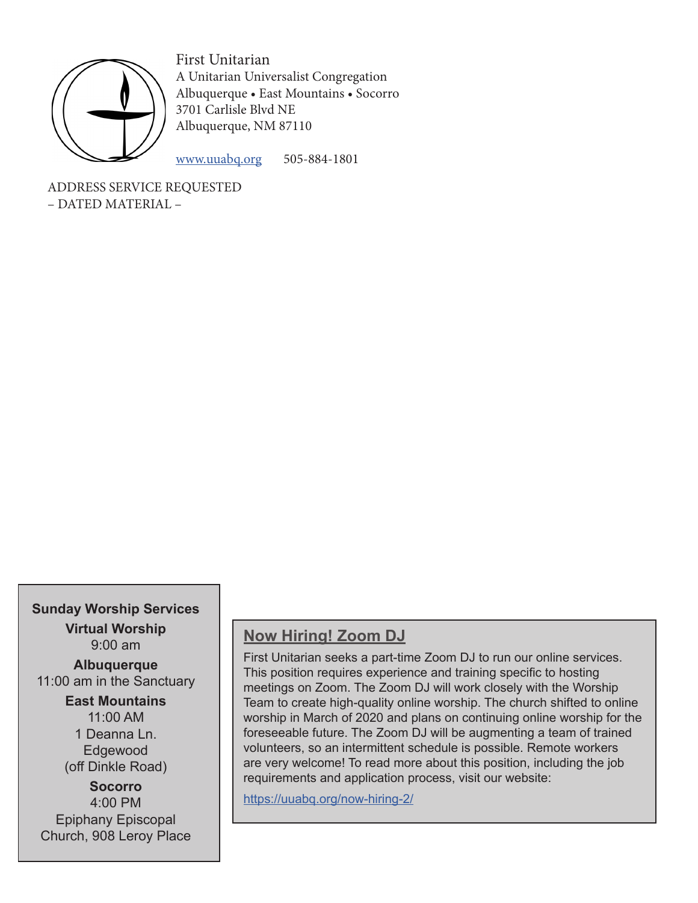First Unitarian
A Unitarian Universalist Congregation
Albuquerque • East Mountains • Socorro
3701 Carlisle Blvd NE
Albuquerque, NM 87110

www.uuabq.org 505-884-1801

ADDRESS SERVICE REQUESTED
– DATED MATERIAL –

**Sunday Worship Services**

**Virtual Worship**
9:00 am

**Albuquerque**
11:00 am in the Sanctuary

**East Mountains**
11:00 AM
1 Deanna Ln.
Edgewood
(off Dinkle Road)

**Socorro**
4:00 PM
Epiphany Episcopal
Church, 908 Leroy Place

## Now Hiring! Zoom DJ

First Unitarian seeks a part-time Zoom DJ to run our online services. This position requires experience and training specific to hosting meetings on Zoom. The Zoom DJ will work closely with the Worship Team to create high-quality online worship. The church shifted to online worship in March of 2020 and plans on continuing online worship for the foreseeable future. The Zoom DJ will be augmenting a team of trained volunteers, so an intermittent schedule is possible. Remote workers are very welcome! To read more about this position, including the job requirements and application process, visit our website:

https://uuabq.org/now-hiring-2/